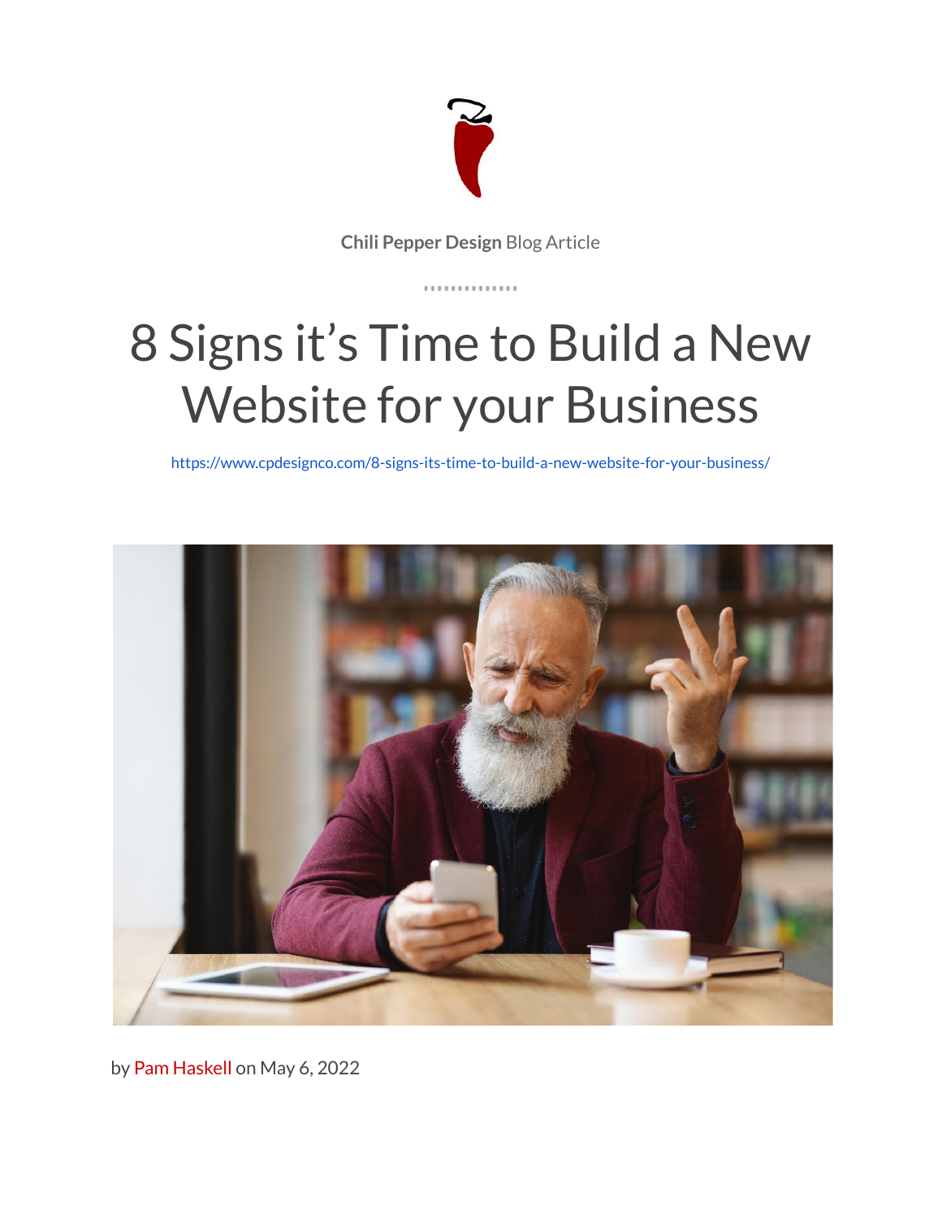**Chili Pepper Design** Blog Article

# 8 Signs it's Time to Build a New Website for your Business

https://www.cpdesignco.com/8-signs-its-time-to-build-a-new-website-for-your-business/

by Pam Haskell on May 6, 2022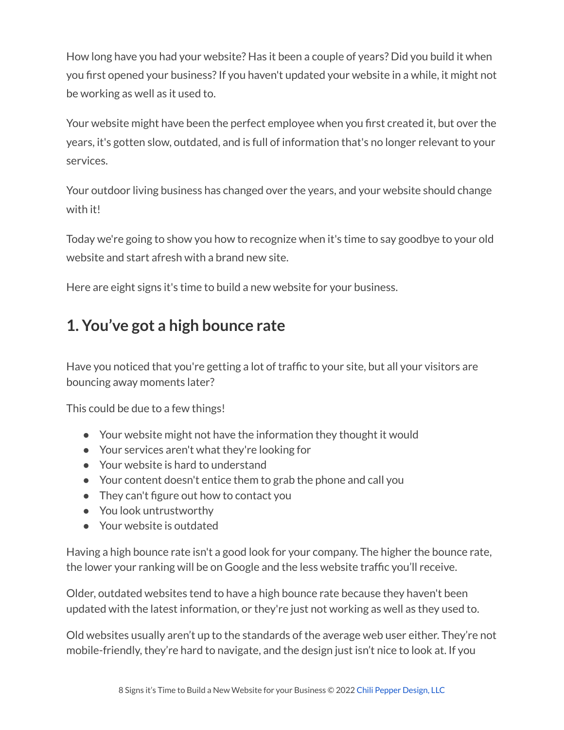How long have you had your website? Has it been a couple of years? Did you build it when you first opened your business? If you haven't updated your website in a while, it might not be working as well as it used to.

Your website might have been the perfect employee when you first created it, but over the years, it's gotten slow, outdated, and is full of information that's no longer relevant to your services.

Your outdoor living business has changed over the years, and your website should change with it!

Today we're going to show you how to recognize when it's time to say goodbye to your old website and start afresh with a brand new site.

Here are eight signs it's time to build a new website for your business.

## 1. You've got a high bounce rate

Have you noticed that you're getting a lot of traffic to your site, but all your visitors are bouncing away moments later?

This could be due to a few things!

- Your website might not have the information they thought it would
- Your services aren't what they're looking for
- Your website is hard to understand
- Your content doesn't entice them to grab the phone and call you
- They can't figure out how to contact you
- You look untrustworthy
- Your website is outdated

Having a high bounce rate isn't a good look for your company. The higher the bounce rate, the lower your ranking will be on Google and the less website traffic you'll receive.

Older, outdated websites tend to have a high bounce rate because they haven't been updated with the latest information, or they're just not working as well as they used to.

Old websites usually aren't up to the standards of the average web user either. They're not mobile-friendly, they're hard to navigate, and the design just isn't nice to look at. If you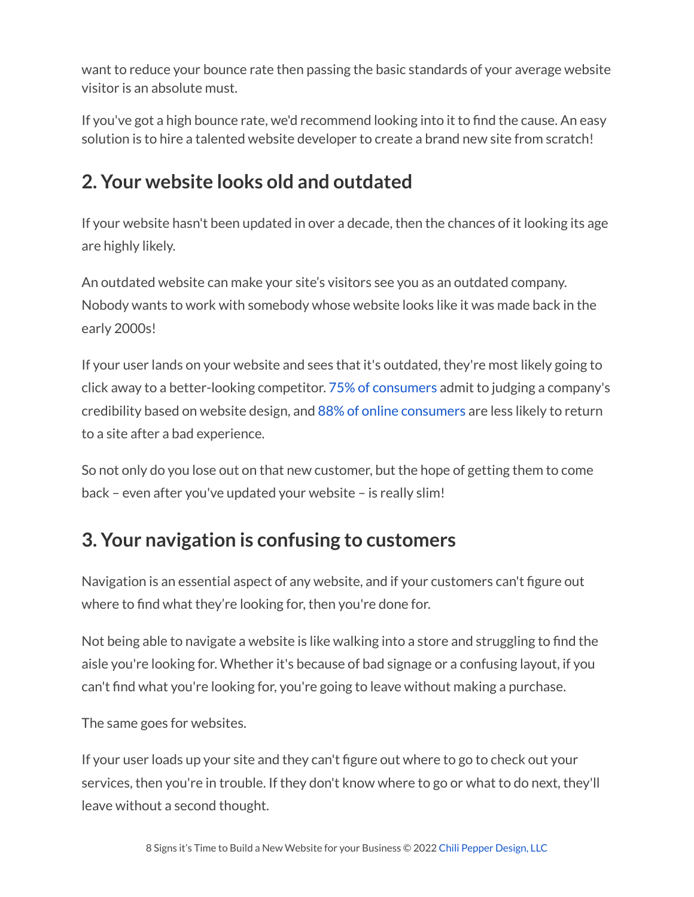want to reduce your bounce rate then passing the basic standards of your average website visitor is an absolute must.

If you've got a high bounce rate, we'd recommend looking into it to find the cause. An easy solution is to hire a talented website developer to create a brand new site from scratch!

## 2. Your website looks old and outdated

If your website hasn't been updated in over a decade, then the chances of it looking its age are highly likely.

An outdated website can make your site's visitors see you as an outdated company. Nobody wants to work with somebody whose website looks like it was made back in the early 2000s!

If your user lands on your website and sees that it's outdated, they're most likely going to click away to a better-looking competitor. 75% of consumers admit to judging a company's credibility based on website design, and 88% of online consumers are less likely to return to a site after a bad experience.

So not only do you lose out on that new customer, but the hope of getting them to come back – even after you've updated your website – is really slim!

## 3. Your navigation is confusing to customers

Navigation is an essential aspect of any website, and if your customers can't figure out where to find what they're looking for, then you're done for.

Not being able to navigate a website is like walking into a store and struggling to find the aisle you're looking for. Whether it's because of bad signage or a confusing layout, if you can't find what you're looking for, you're going to leave without making a purchase.

The same goes for websites.

If your user loads up your site and they can't figure out where to go to check out your services, then you're in trouble. If they don't know where to go or what to do next, they'll leave without a second thought.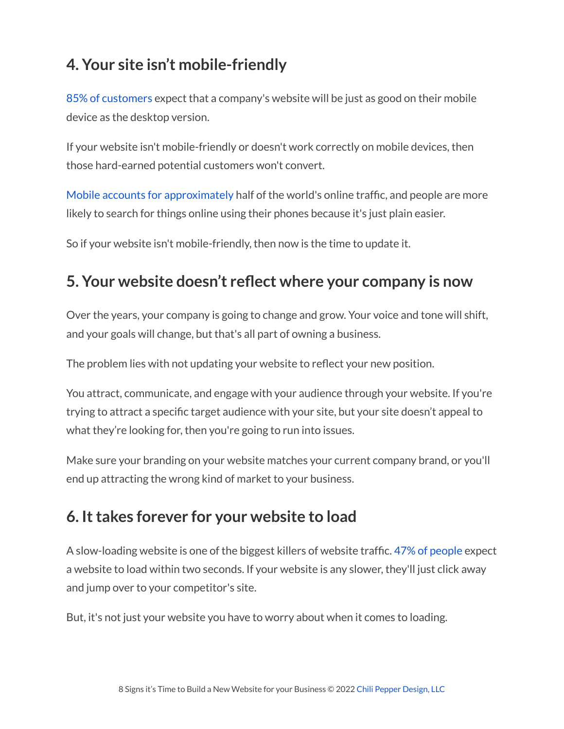## 4. Your site isn't mobile-friendly

85% of customers expect that a company's website will be just as good on their mobile device as the desktop version.

If your website isn't mobile-friendly or doesn't work correctly on mobile devices, then those hard-earned potential customers won't convert.

Mobile accounts for approximately half of the world's online traffic, and people are more likely to search for things online using their phones because it's just plain easier.

So if your website isn't mobile-friendly, then now is the time to update it.

## 5. Your website doesn't reflect where your company is now

Over the years, your company is going to change and grow. Your voice and tone will shift, and your goals will change, but that's all part of owning a business.

The problem lies with not updating your website to reflect your new position.

You attract, communicate, and engage with your audience through your website. If you're trying to attract a specific target audience with your site, but your site doesn't appeal to what they're looking for, then you're going to run into issues.

Make sure your branding on your website matches your current company brand, or you'll end up attracting the wrong kind of market to your business.

## 6. It takes forever for your website to load

A slow-loading website is one of the biggest killers of website traffic. 47% of people expect a website to load within two seconds. If your website is any slower, they'll just click away and jump over to your competitor's site.

But, it's not just your website you have to worry about when it comes to loading.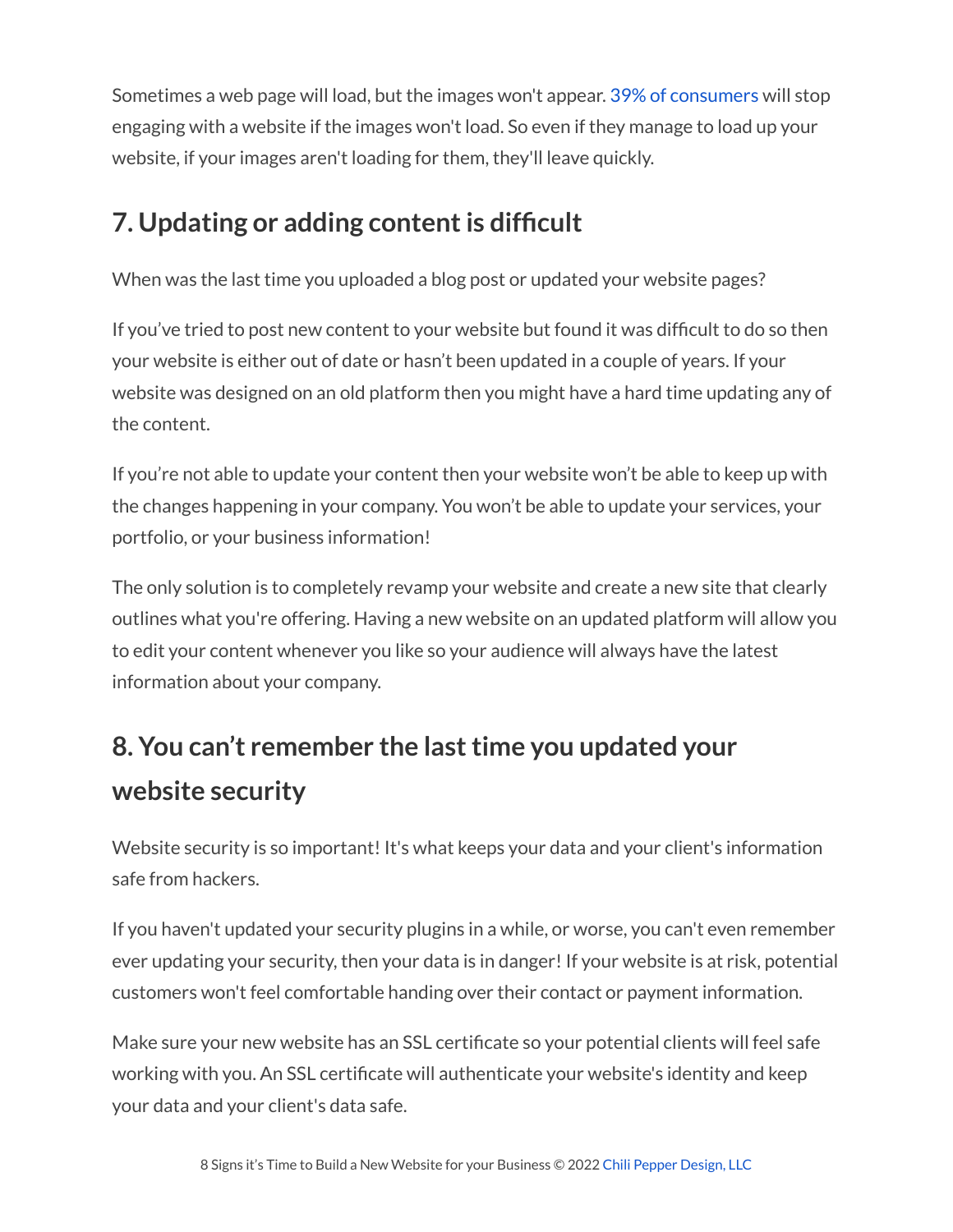Sometimes a web page will load, but the images won't appear. 39% of consumers will stop engaging with a website if the images won't load. So even if they manage to load up your website, if your images aren't loading for them, they'll leave quickly.

## 7. Updating or adding content is difficult

When was the last time you uploaded a blog post or updated your website pages?

If you've tried to post new content to your website but found it was difficult to do so then your website is either out of date or hasn't been updated in a couple of years. If your website was designed on an old platform then you might have a hard time updating any of the content.

If you're not able to update your content then your website won't be able to keep up with the changes happening in your company. You won't be able to update your services, your portfolio, or your business information!

The only solution is to completely revamp your website and create a new site that clearly outlines what you're offering. Having a new website on an updated platform will allow you to edit your content whenever you like so your audience will always have the latest information about your company.

## 8. You can't remember the last time you updated your website security

Website security is so important! It's what keeps your data and your client's information safe from hackers.

If you haven't updated your security plugins in a while, or worse, you can't even remember ever updating your security, then your data is in danger! If your website is at risk, potential customers won't feel comfortable handing over their contact or payment information.

Make sure your new website has an SSL certificate so your potential clients will feel safe working with you. An SSL certificate will authenticate your website's identity and keep your data and your client's data safe.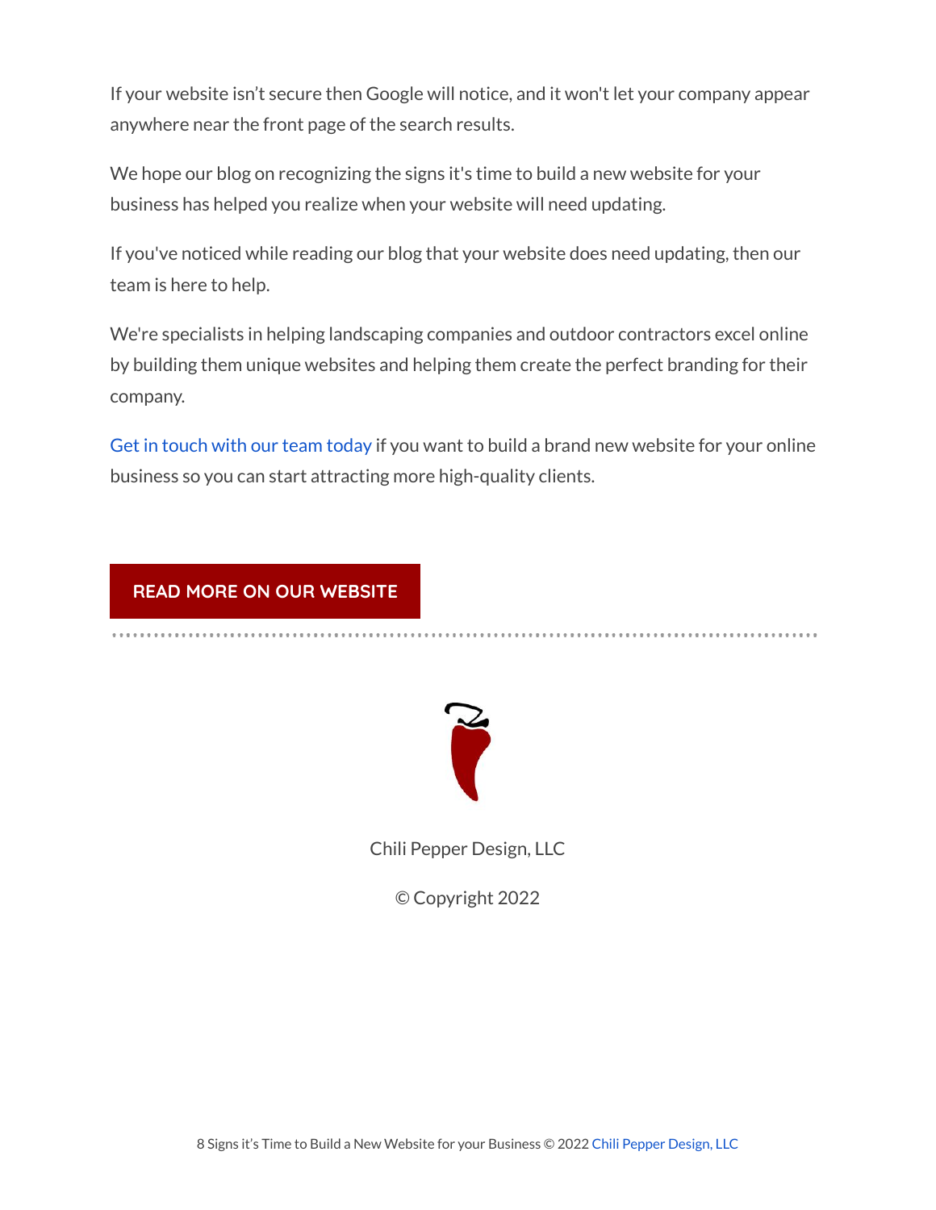If your website isn't secure then Google will notice, and it won't let your company appear anywhere near the front page of the search results.

We hope our blog on recognizing the signs it's time to build a new website for your business has helped you realize when your website will need updating.

If you've noticed while reading our blog that your website does need updating, then our team is here to help.

We're specialists in helping landscaping companies and outdoor contractors excel online by building them unique websites and helping them create the perfect branding for their company.

Get in touch with our team today if you want to build a brand new website for your online business so you can start attracting more high-quality clients.

READ MORE ON OUR WEBSITE

Chili Pepper Design, LLC

© Copyright 2022